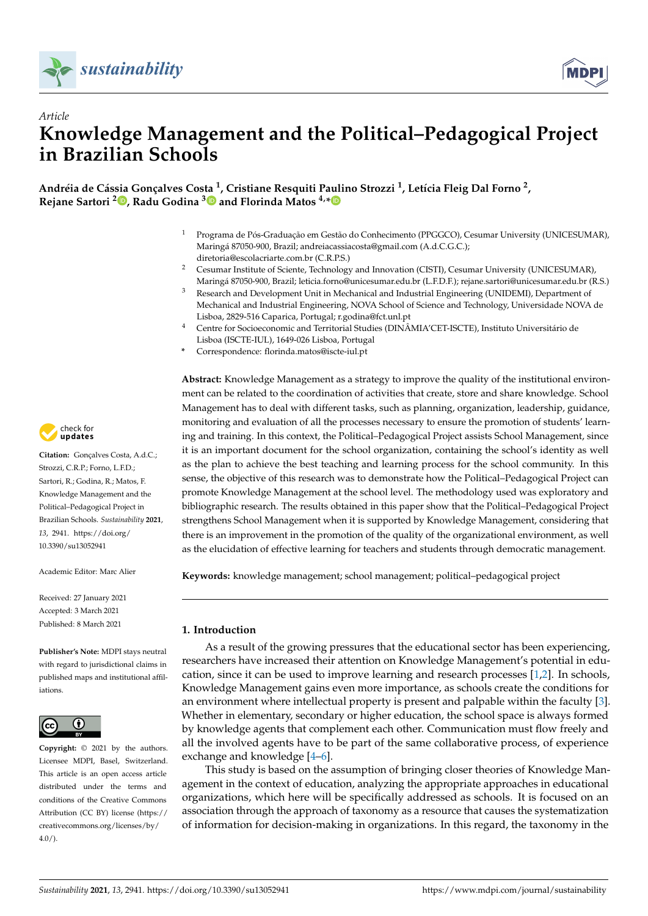*Article*

# Knowledge Management and the Political–Pedagogical Project in Brazilian Schools

**Andréia de Cássia Gonçalves Costa [1], Cristiane Resquiti Paulino Strozzi [1], Letícia Fleig Dal Forno [2], Rejane Sartori [2], Radu Godina [3] and Florinda Matos [4,*]**

[1] Programa de Pós-Graduação em Gestão do Conhecimento (PPGGCO), Cesumar University (UNICESUMAR), Maringá 87050-900, Brazil; andreiacassiacosta@gmail.com (A.d.C.G.C.); diretoria@escolacriarte.com.br (C.R.P.S.)

[2] Cesumar Institute of Sciente, Technology and Innovation (CISTI), Cesumar University (UNICESUMAR), Maringá 87050-900, Brazil; leticia.forno@unicesumar.edu.br (L.F.D.F.); rejane.sartori@unicesumar.edu.br (R.S.)

[3] Research and Development Unit in Mechanical and Industrial Engineering (UNIDEMI), Department of Mechanical and Industrial Engineering, NOVA School of Science and Technology, Universidade NOVA de Lisboa, 2829-516 Caparica, Portugal; r.godina@fct.unl.pt

[4] Centre for Socioeconomic and Territorial Studies (DINÂMIA'CET-ISCTE), Instituto Universitário de Lisboa (ISCTE-IUL), 1649-026 Lisboa, Portugal

\* Correspondence: florinda.matos@iscte-iul.pt

**Citation:** Gonçalves Costa, A.d.C.; Strozzi, C.R.P.; Forno, L.F.D.; Sartori, R.; Godina, R.; Matos, F. Knowledge Management and the Political–Pedagogical Project in Brazilian Schools. *Sustainability* **2021**, *13*, 2941. https://doi.org/10.3390/su13052941

Academic Editor: Marc Alier

Received: 27 January 2021
Accepted: 3 March 2021
Published: 8 March 2021

**Publisher's Note:** MDPI stays neutral with regard to jurisdictional claims in published maps and institutional affiliations.

**Copyright:** © 2021 by the authors. Licensee MDPI, Basel, Switzerland. This article is an open access article distributed under the terms and conditions of the Creative Commons Attribution (CC BY) license (https://creativecommons.org/licenses/by/4.0/).

**Abstract:** Knowledge Management as a strategy to improve the quality of the institutional environment can be related to the coordination of activities that create, store and share knowledge. School Management has to deal with different tasks, such as planning, organization, leadership, guidance, monitoring and evaluation of all the processes necessary to ensure the promotion of students' learning and training. In this context, the Political–Pedagogical Project assists School Management, since it is an important document for the school organization, containing the school's identity as well as the plan to achieve the best teaching and learning process for the school community. In this sense, the objective of this research was to demonstrate how the Political–Pedagogical Project can promote Knowledge Management at the school level. The methodology used was exploratory and bibliographic research. The results obtained in this paper show that the Political–Pedagogical Project strengthens School Management when it is supported by Knowledge Management, considering that there is an improvement in the promotion of the quality of the organizational environment, as well as the elucidation of effective learning for teachers and students through democratic management.

**Keywords:** knowledge management; school management; political–pedagogical project

## 1. Introduction

As a result of the growing pressures that the educational sector has been experiencing, researchers have increased their attention on Knowledge Management's potential in education, since it can be used to improve learning and research processes [1,2]. In schools, Knowledge Management gains even more importance, as schools create the conditions for an environment where intellectual property is present and palpable within the faculty [3]. Whether in elementary, secondary or higher education, the school space is always formed by knowledge agents that complement each other. Communication must flow freely and all the involved agents have to be part of the same collaborative process, of experience exchange and knowledge [4–6].

This study is based on the assumption of bringing closer theories of Knowledge Management in the context of education, analyzing the appropriate approaches in educational organizations, which here will be specifically addressed as schools. It is focused on an association through the approach of taxonomy as a resource that causes the systematization of information for decision-making in organizations. In this regard, the taxonomy in the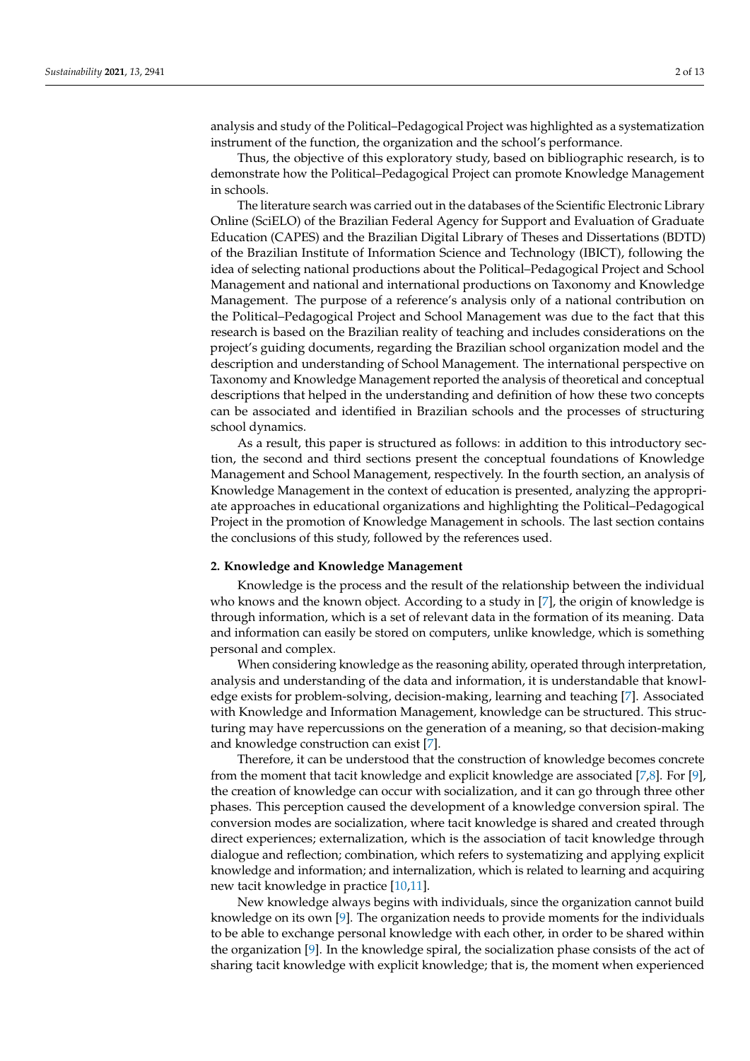analysis and study of the Political–Pedagogical Project was highlighted as a systematization instrument of the function, the organization and the school's performance.

Thus, the objective of this exploratory study, based on bibliographic research, is to demonstrate how the Political–Pedagogical Project can promote Knowledge Management in schools.

The literature search was carried out in the databases of the Scientific Electronic Library Online (SciELO) of the Brazilian Federal Agency for Support and Evaluation of Graduate Education (CAPES) and the Brazilian Digital Library of Theses and Dissertations (BDTD) of the Brazilian Institute of Information Science and Technology (IBICT), following the idea of selecting national productions about the Political–Pedagogical Project and School Management and national and international productions on Taxonomy and Knowledge Management. The purpose of a reference's analysis only of a national contribution on the Political–Pedagogical Project and School Management was due to the fact that this research is based on the Brazilian reality of teaching and includes considerations on the project's guiding documents, regarding the Brazilian school organization model and the description and understanding of School Management. The international perspective on Taxonomy and Knowledge Management reported the analysis of theoretical and conceptual descriptions that helped in the understanding and definition of how these two concepts can be associated and identified in Brazilian schools and the processes of structuring school dynamics.

As a result, this paper is structured as follows: in addition to this introductory section, the second and third sections present the conceptual foundations of Knowledge Management and School Management, respectively. In the fourth section, an analysis of Knowledge Management in the context of education is presented, analyzing the appropriate approaches in educational organizations and highlighting the Political–Pedagogical Project in the promotion of Knowledge Management in schools. The last section contains the conclusions of this study, followed by the references used.

## 2. Knowledge and Knowledge Management

Knowledge is the process and the result of the relationship between the individual who knows and the known object. According to a study in [7], the origin of knowledge is through information, which is a set of relevant data in the formation of its meaning. Data and information can easily be stored on computers, unlike knowledge, which is something personal and complex.

When considering knowledge as the reasoning ability, operated through interpretation, analysis and understanding of the data and information, it is understandable that knowledge exists for problem-solving, decision-making, learning and teaching [7]. Associated with Knowledge and Information Management, knowledge can be structured. This structuring may have repercussions on the generation of a meaning, so that decision-making and knowledge construction can exist [7].

Therefore, it can be understood that the construction of knowledge becomes concrete from the moment that tacit knowledge and explicit knowledge are associated [7,8]. For [9], the creation of knowledge can occur with socialization, and it can go through three other phases. This perception caused the development of a knowledge conversion spiral. The conversion modes are socialization, where tacit knowledge is shared and created through direct experiences; externalization, which is the association of tacit knowledge through dialogue and reflection; combination, which refers to systematizing and applying explicit knowledge and information; and internalization, which is related to learning and acquiring new tacit knowledge in practice [10,11].

New knowledge always begins with individuals, since the organization cannot build knowledge on its own [9]. The organization needs to provide moments for the individuals to be able to exchange personal knowledge with each other, in order to be shared within the organization [9]. In the knowledge spiral, the socialization phase consists of the act of sharing tacit knowledge with explicit knowledge; that is, the moment when experienced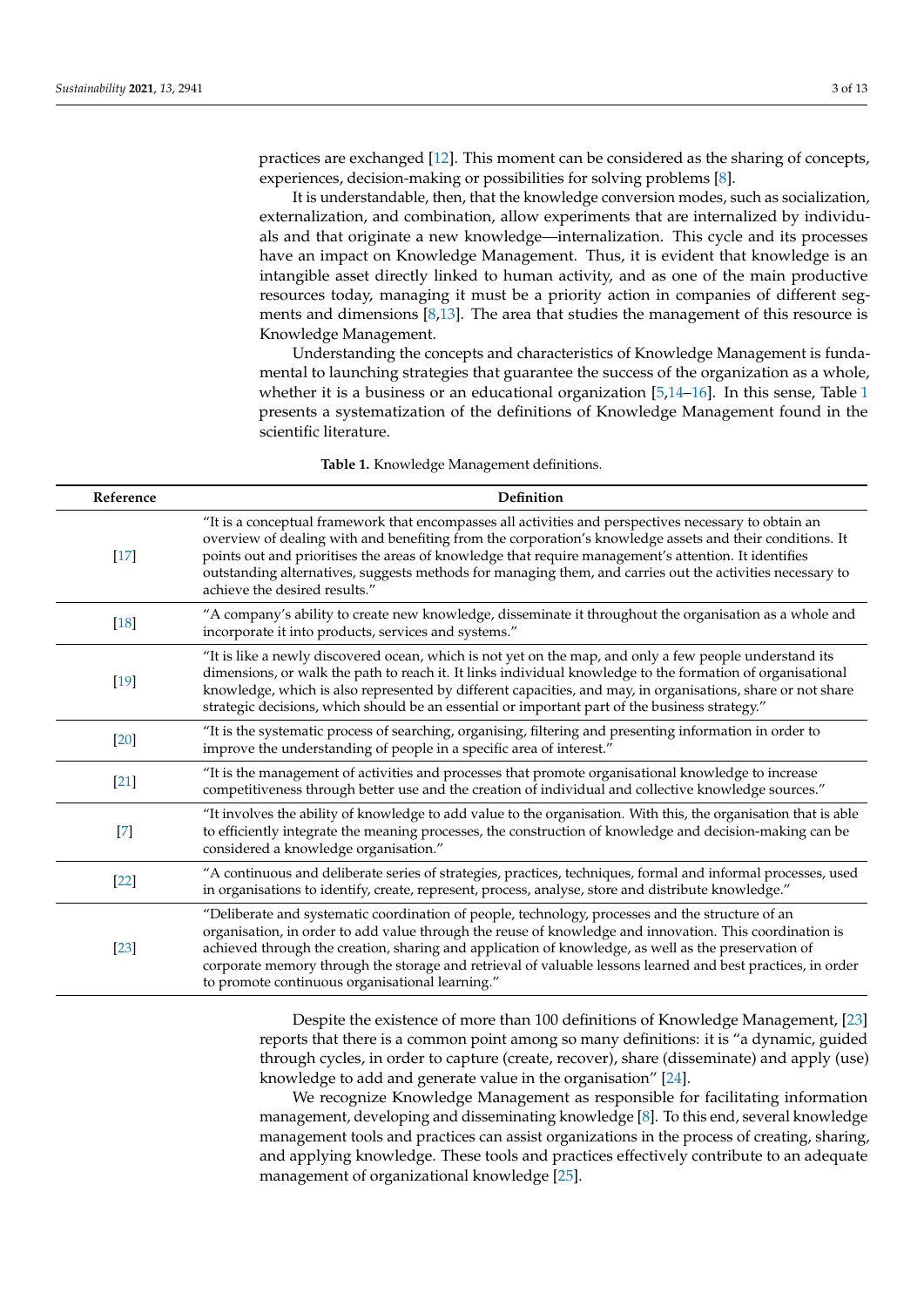practices are exchanged [12]. This moment can be considered as the sharing of concepts, experiences, decision-making or possibilities for solving problems [8].

It is understandable, then, that the knowledge conversion modes, such as socialization, externalization, and combination, allow experiments that are internalized by individuals and that originate a new knowledge—internalization. This cycle and its processes have an impact on Knowledge Management. Thus, it is evident that knowledge is an intangible asset directly linked to human activity, and as one of the main productive resources today, managing it must be a priority action in companies of different segments and dimensions [8,13]. The area that studies the management of this resource is Knowledge Management.

Understanding the concepts and characteristics of Knowledge Management is fundamental to launching strategies that guarantee the success of the organization as a whole, whether it is a business or an educational organization [5,14–16]. In this sense, Table 1 presents a systematization of the definitions of Knowledge Management found in the scientific literature.

**Table 1.** Knowledge Management definitions.

| Reference | Definition |
|---|---|
| [17] | "It is a conceptual framework that encompasses all activities and perspectives necessary to obtain an overview of dealing with and benefiting from the corporation's knowledge assets and their conditions. It points out and prioritises the areas of knowledge that require management's attention. It identifies outstanding alternatives, suggests methods for managing them, and carries out the activities necessary to achieve the desired results." |
| [18] | "A company's ability to create new knowledge, disseminate it throughout the organisation as a whole and incorporate it into products, services and systems." |
| [19] | "It is like a newly discovered ocean, which is not yet on the map, and only a few people understand its dimensions, or walk the path to reach it. It links individual knowledge to the formation of organisational knowledge, which is also represented by different capacities, and may, in organisations, share or not share strategic decisions, which should be an essential or important part of the business strategy." |
| [20] | "It is the systematic process of searching, organising, filtering and presenting information in order to improve the understanding of people in a specific area of interest." |
| [21] | "It is the management of activities and processes that promote organisational knowledge to increase competitiveness through better use and the creation of individual and collective knowledge sources." |
| [7] | "It involves the ability of knowledge to add value to the organisation. With this, the organisation that is able to efficiently integrate the meaning processes, the construction of knowledge and decision-making can be considered a knowledge organisation." |
| [22] | "A continuous and deliberate series of strategies, practices, techniques, formal and informal processes, used in organisations to identify, create, represent, process, analyse, store and distribute knowledge." |
| [23] | "Deliberate and systematic coordination of people, technology, processes and the structure of an organisation, in order to add value through the reuse of knowledge and innovation. This coordination is achieved through the creation, sharing and application of knowledge, as well as the preservation of corporate memory through the storage and retrieval of valuable lessons learned and best practices, in order to promote continuous organisational learning." |

Despite the existence of more than 100 definitions of Knowledge Management, [23] reports that there is a common point among so many definitions: it is "a dynamic, guided through cycles, in order to capture (create, recover), share (disseminate) and apply (use) knowledge to add and generate value in the organisation" [24].

We recognize Knowledge Management as responsible for facilitating information management, developing and disseminating knowledge [8]. To this end, several knowledge management tools and practices can assist organizations in the process of creating, sharing, and applying knowledge. These tools and practices effectively contribute to an adequate management of organizational knowledge [25].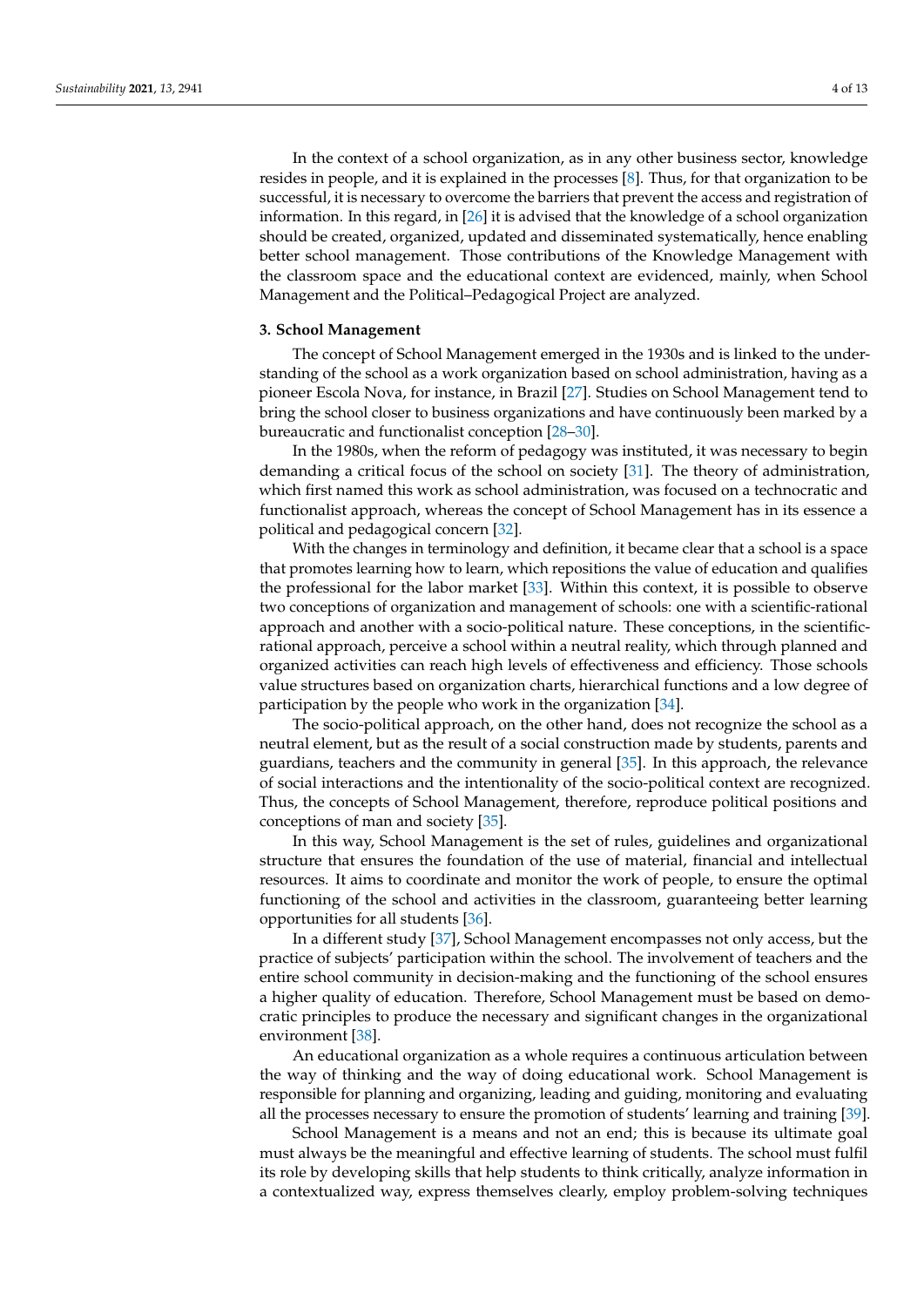In the context of a school organization, as in any other business sector, knowledge resides in people, and it is explained in the processes [8]. Thus, for that organization to be successful, it is necessary to overcome the barriers that prevent the access and registration of information. In this regard, in [26] it is advised that the knowledge of a school organization should be created, organized, updated and disseminated systematically, hence enabling better school management. Those contributions of the Knowledge Management with the classroom space and the educational context are evidenced, mainly, when School Management and the Political–Pedagogical Project are analyzed.

## 3. School Management

The concept of School Management emerged in the 1930s and is linked to the understanding of the school as a work organization based on school administration, having as a pioneer Escola Nova, for instance, in Brazil [27]. Studies on School Management tend to bring the school closer to business organizations and have continuously been marked by a bureaucratic and functionalist conception [28–30].

In the 1980s, when the reform of pedagogy was instituted, it was necessary to begin demanding a critical focus of the school on society [31]. The theory of administration, which first named this work as school administration, was focused on a technocratic and functionalist approach, whereas the concept of School Management has in its essence a political and pedagogical concern [32].

With the changes in terminology and definition, it became clear that a school is a space that promotes learning how to learn, which repositions the value of education and qualifies the professional for the labor market [33]. Within this context, it is possible to observe two conceptions of organization and management of schools: one with a scientific-rational approach and another with a socio-political nature. These conceptions, in the scientific-rational approach, perceive a school within a neutral reality, which through planned and organized activities can reach high levels of effectiveness and efficiency. Those schools value structures based on organization charts, hierarchical functions and a low degree of participation by the people who work in the organization [34].

The socio-political approach, on the other hand, does not recognize the school as a neutral element, but as the result of a social construction made by students, parents and guardians, teachers and the community in general [35]. In this approach, the relevance of social interactions and the intentionality of the socio-political context are recognized. Thus, the concepts of School Management, therefore, reproduce political positions and conceptions of man and society [35].

In this way, School Management is the set of rules, guidelines and organizational structure that ensures the foundation of the use of material, financial and intellectual resources. It aims to coordinate and monitor the work of people, to ensure the optimal functioning of the school and activities in the classroom, guaranteeing better learning opportunities for all students [36].

In a different study [37], School Management encompasses not only access, but the practice of subjects' participation within the school. The involvement of teachers and the entire school community in decision-making and the functioning of the school ensures a higher quality of education. Therefore, School Management must be based on democratic principles to produce the necessary and significant changes in the organizational environment [38].

An educational organization as a whole requires a continuous articulation between the way of thinking and the way of doing educational work. School Management is responsible for planning and organizing, leading and guiding, monitoring and evaluating all the processes necessary to ensure the promotion of students' learning and training [39].

School Management is a means and not an end; this is because its ultimate goal must always be the meaningful and effective learning of students. The school must fulfil its role by developing skills that help students to think critically, analyze information in a contextualized way, express themselves clearly, employ problem-solving techniques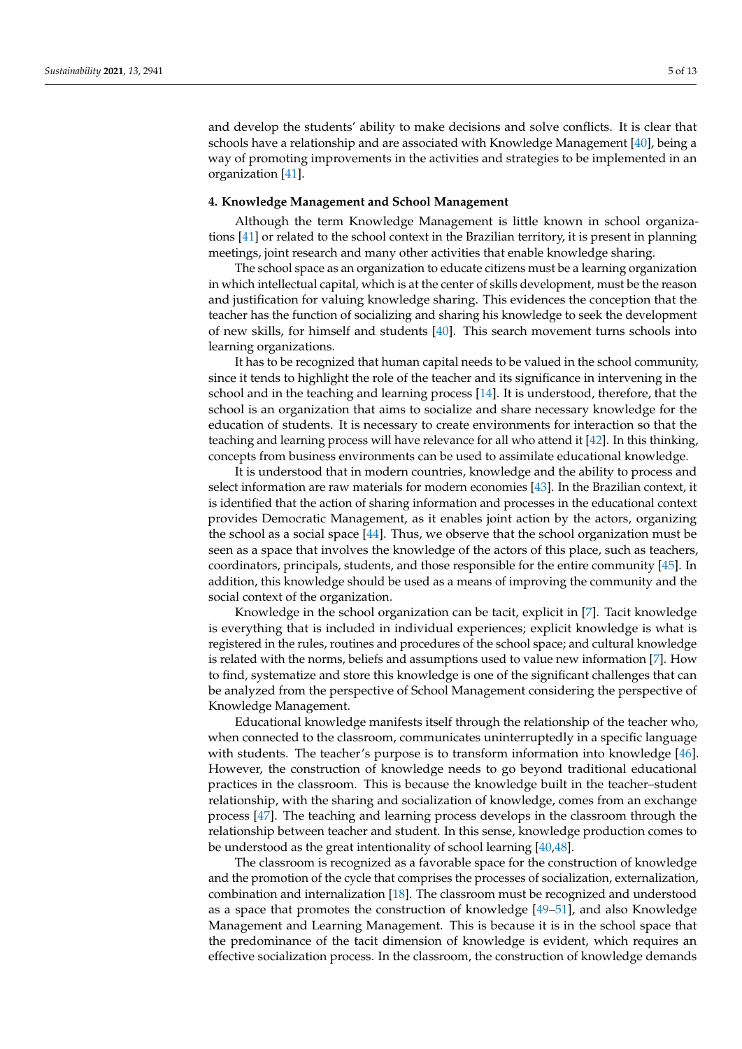and develop the students' ability to make decisions and solve conflicts. It is clear that schools have a relationship and are associated with Knowledge Management [40], being a way of promoting improvements in the activities and strategies to be implemented in an organization [41].

## 4. Knowledge Management and School Management

Although the term Knowledge Management is little known in school organizations [41] or related to the school context in the Brazilian territory, it is present in planning meetings, joint research and many other activities that enable knowledge sharing.

The school space as an organization to educate citizens must be a learning organization in which intellectual capital, which is at the center of skills development, must be the reason and justification for valuing knowledge sharing. This evidences the conception that the teacher has the function of socializing and sharing his knowledge to seek the development of new skills, for himself and students [40]. This search movement turns schools into learning organizations.

It has to be recognized that human capital needs to be valued in the school community, since it tends to highlight the role of the teacher and its significance in intervening in the school and in the teaching and learning process [14]. It is understood, therefore, that the school is an organization that aims to socialize and share necessary knowledge for the education of students. It is necessary to create environments for interaction so that the teaching and learning process will have relevance for all who attend it [42]. In this thinking, concepts from business environments can be used to assimilate educational knowledge.

It is understood that in modern countries, knowledge and the ability to process and select information are raw materials for modern economies [43]. In the Brazilian context, it is identified that the action of sharing information and processes in the educational context provides Democratic Management, as it enables joint action by the actors, organizing the school as a social space [44]. Thus, we observe that the school organization must be seen as a space that involves the knowledge of the actors of this place, such as teachers, coordinators, principals, students, and those responsible for the entire community [45]. In addition, this knowledge should be used as a means of improving the community and the social context of the organization.

Knowledge in the school organization can be tacit, explicit in [7]. Tacit knowledge is everything that is included in individual experiences; explicit knowledge is what is registered in the rules, routines and procedures of the school space; and cultural knowledge is related with the norms, beliefs and assumptions used to value new information [7]. How to find, systematize and store this knowledge is one of the significant challenges that can be analyzed from the perspective of School Management considering the perspective of Knowledge Management.

Educational knowledge manifests itself through the relationship of the teacher who, when connected to the classroom, communicates uninterruptedly in a specific language with students. The teacher's purpose is to transform information into knowledge [46]. However, the construction of knowledge needs to go beyond traditional educational practices in the classroom. This is because the knowledge built in the teacher–student relationship, with the sharing and socialization of knowledge, comes from an exchange process [47]. The teaching and learning process develops in the classroom through the relationship between teacher and student. In this sense, knowledge production comes to be understood as the great intentionality of school learning [40,48].

The classroom is recognized as a favorable space for the construction of knowledge and the promotion of the cycle that comprises the processes of socialization, externalization, combination and internalization [18]. The classroom must be recognized and understood as a space that promotes the construction of knowledge [49–51], and also Knowledge Management and Learning Management. This is because it is in the school space that the predominance of the tacit dimension of knowledge is evident, which requires an effective socialization process. In the classroom, the construction of knowledge demands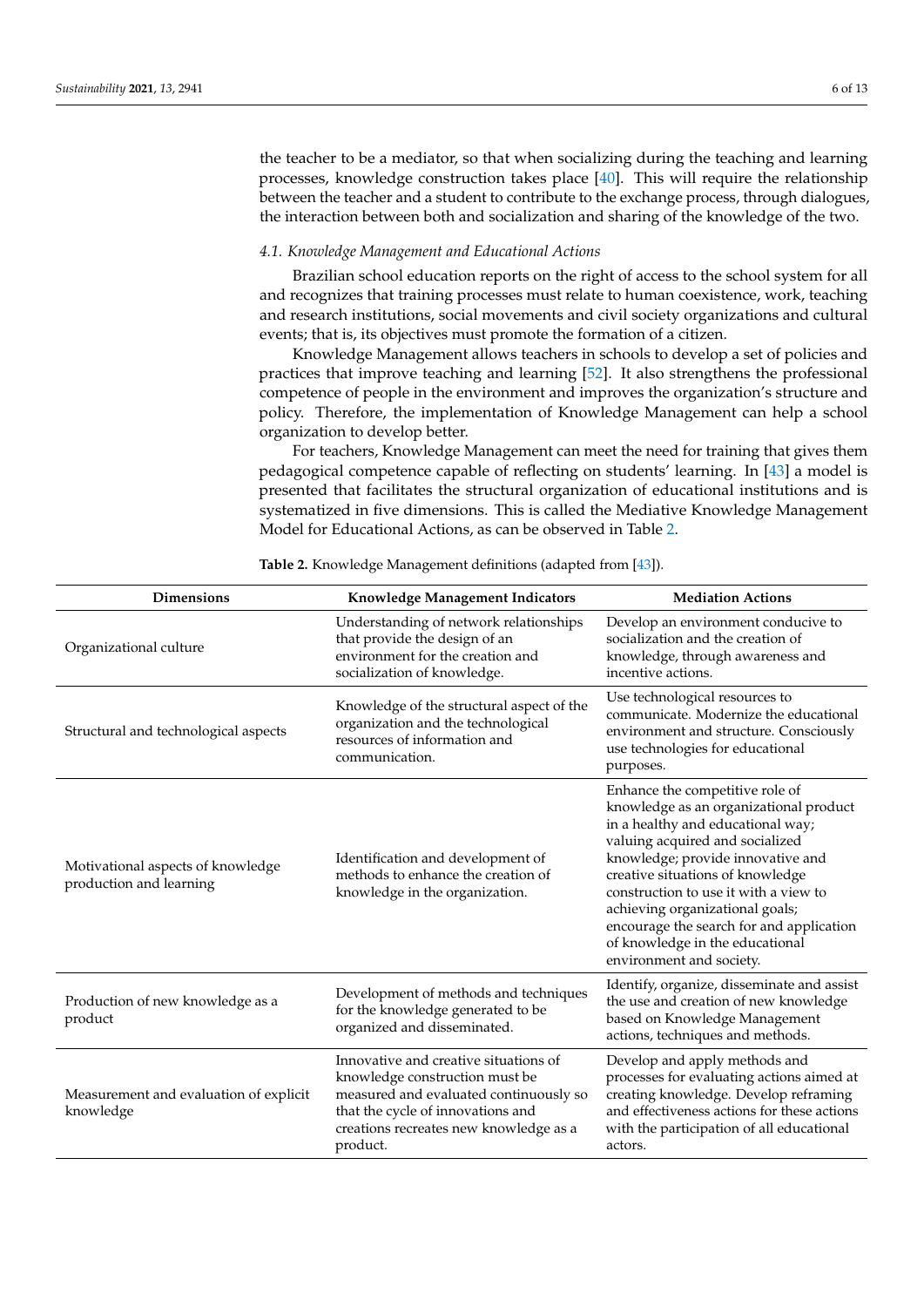the teacher to be a mediator, so that when socializing during the teaching and learning processes, knowledge construction takes place [40]. This will require the relationship between the teacher and a student to contribute to the exchange process, through dialogues, the interaction between both and socialization and sharing of the knowledge of the two.

### *4.1. Knowledge Management and Educational Actions*

Brazilian school education reports on the right of access to the school system for all and recognizes that training processes must relate to human coexistence, work, teaching and research institutions, social movements and civil society organizations and cultural events; that is, its objectives must promote the formation of a citizen.

Knowledge Management allows teachers in schools to develop a set of policies and practices that improve teaching and learning [52]. It also strengthens the professional competence of people in the environment and improves the organization's structure and policy. Therefore, the implementation of Knowledge Management can help a school organization to develop better.

For teachers, Knowledge Management can meet the need for training that gives them pedagogical competence capable of reflecting on students' learning. In [43] a model is presented that facilitates the structural organization of educational institutions and is systematized in five dimensions. This is called the Mediative Knowledge Management Model for Educational Actions, as can be observed in Table 2.

**Table 2.** Knowledge Management definitions (adapted from [43]).

| Dimensions | Knowledge Management Indicators | Mediation Actions |
| --- | --- | --- |
| Organizational culture | Understanding of network relationships that provide the design of an environment for the creation and socialization of knowledge. | Develop an environment conducive to socialization and the creation of knowledge, through awareness and incentive actions. |
| Structural and technological aspects | Knowledge of the structural aspect of the organization and the technological resources of information and communication. | Use technological resources to communicate. Modernize the educational environment and structure. Consciously use technologies for educational purposes. |
| Motivational aspects of knowledge production and learning | Identification and development of methods to enhance the creation of knowledge in the organization. | Enhance the competitive role of knowledge as an organizational product in a healthy and educational way; valuing acquired and socialized knowledge; provide innovative and creative situations of knowledge construction to use it with a view to achieving organizational goals; encourage the search for and application of knowledge in the educational environment and society. |
| Production of new knowledge as a product | Development of methods and techniques for the knowledge generated to be organized and disseminated. | Identify, organize, disseminate and assist the use and creation of new knowledge based on Knowledge Management actions, techniques and methods. |
| Measurement and evaluation of explicit knowledge | Innovative and creative situations of knowledge construction must be measured and evaluated continuously so that the cycle of innovations and creations recreates new knowledge as a product. | Develop and apply methods and processes for evaluating actions aimed at creating knowledge. Develop reframing and effectiveness actions for these actions with the participation of all educational actors. |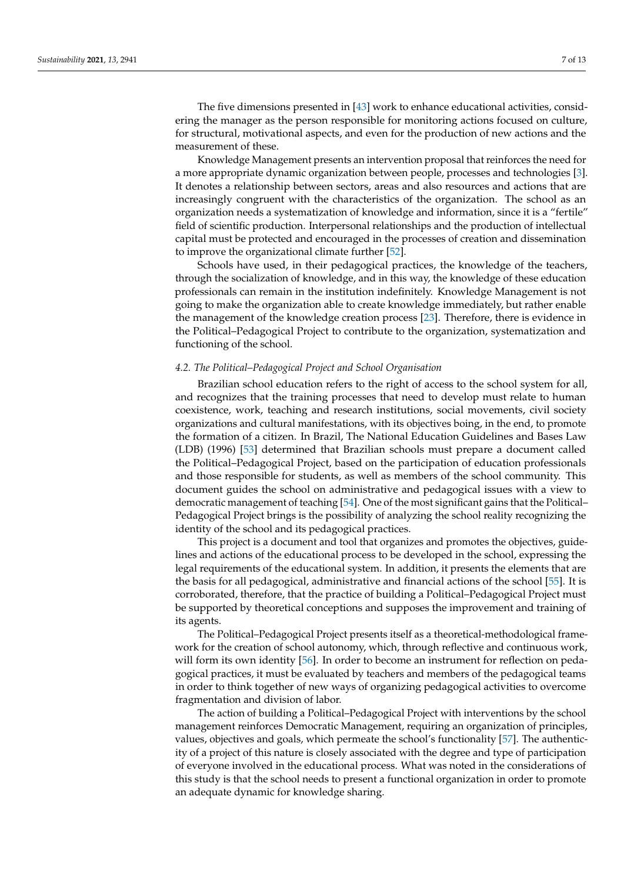The five dimensions presented in [43] work to enhance educational activities, considering the manager as the person responsible for monitoring actions focused on culture, for structural, motivational aspects, and even for the production of new actions and the measurement of these.

Knowledge Management presents an intervention proposal that reinforces the need for a more appropriate dynamic organization between people, processes and technologies [3]. It denotes a relationship between sectors, areas and also resources and actions that are increasingly congruent with the characteristics of the organization. The school as an organization needs a systematization of knowledge and information, since it is a "fertile" field of scientific production. Interpersonal relationships and the production of intellectual capital must be protected and encouraged in the processes of creation and dissemination to improve the organizational climate further [52].

Schools have used, in their pedagogical practices, the knowledge of the teachers, through the socialization of knowledge, and in this way, the knowledge of these education professionals can remain in the institution indefinitely. Knowledge Management is not going to make the organization able to create knowledge immediately, but rather enable the management of the knowledge creation process [23]. Therefore, there is evidence in the Political–Pedagogical Project to contribute to the organization, systematization and functioning of the school.

### *4.2. The Political–Pedagogical Project and School Organisation*

Brazilian school education refers to the right of access to the school system for all, and recognizes that the training processes that need to develop must relate to human coexistence, work, teaching and research institutions, social movements, civil society organizations and cultural manifestations, with its objectives boing, in the end, to promote the formation of a citizen. In Brazil, The National Education Guidelines and Bases Law (LDB) (1996) [53] determined that Brazilian schools must prepare a document called the Political–Pedagogical Project, based on the participation of education professionals and those responsible for students, as well as members of the school community. This document guides the school on administrative and pedagogical issues with a view to democratic management of teaching [54]. One of the most significant gains that the Political–Pedagogical Project brings is the possibility of analyzing the school reality recognizing the identity of the school and its pedagogical practices.

This project is a document and tool that organizes and promotes the objectives, guidelines and actions of the educational process to be developed in the school, expressing the legal requirements of the educational system. In addition, it presents the elements that are the basis for all pedagogical, administrative and financial actions of the school [55]. It is corroborated, therefore, that the practice of building a Political–Pedagogical Project must be supported by theoretical conceptions and supposes the improvement and training of its agents.

The Political–Pedagogical Project presents itself as a theoretical-methodological framework for the creation of school autonomy, which, through reflective and continuous work, will form its own identity [56]. In order to become an instrument for reflection on pedagogical practices, it must be evaluated by teachers and members of the pedagogical teams in order to think together of new ways of organizing pedagogical activities to overcome fragmentation and division of labor.

The action of building a Political–Pedagogical Project with interventions by the school management reinforces Democratic Management, requiring an organization of principles, values, objectives and goals, which permeate the school's functionality [57]. The authenticity of a project of this nature is closely associated with the degree and type of participation of everyone involved in the educational process. What was noted in the considerations of this study is that the school needs to present a functional organization in order to promote an adequate dynamic for knowledge sharing.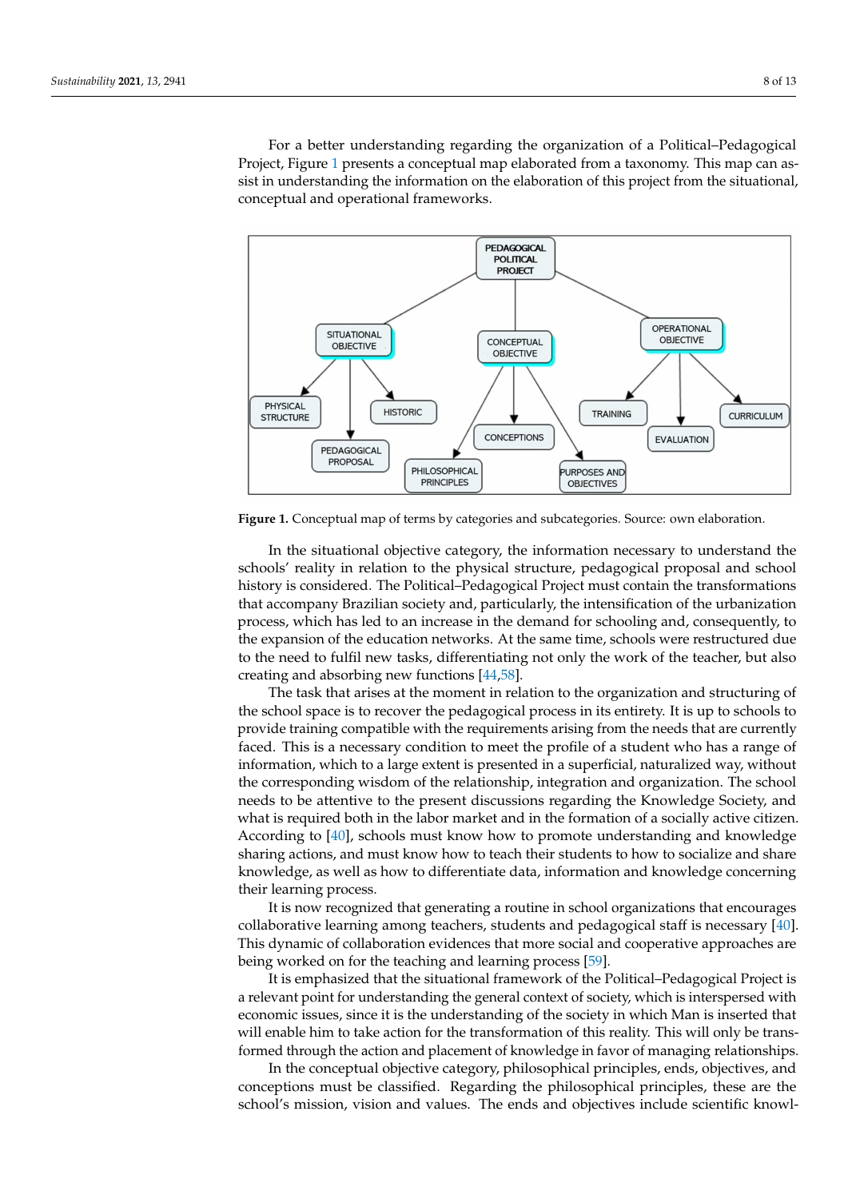For a better understanding regarding the organization of a Political–Pedagogical Project, Figure 1 presents a conceptual map elaborated from a taxonomy. This map can assist in understanding the information on the elaboration of this project from the situational, conceptual and operational frameworks.

**Figure 1.** Conceptual map of terms by categories and subcategories. Source: own elaboration.

In the situational objective category, the information necessary to understand the schools' reality in relation to the physical structure, pedagogical proposal and school history is considered. The Political–Pedagogical Project must contain the transformations that accompany Brazilian society and, particularly, the intensification of the urbanization process, which has led to an increase in the demand for schooling and, consequently, to the expansion of the education networks. At the same time, schools were restructured due to the need to fulfil new tasks, differentiating not only the work of the teacher, but also creating and absorbing new functions [44,58].

The task that arises at the moment in relation to the organization and structuring of the school space is to recover the pedagogical process in its entirety. It is up to schools to provide training compatible with the requirements arising from the needs that are currently faced. This is a necessary condition to meet the profile of a student who has a range of information, which to a large extent is presented in a superficial, naturalized way, without the corresponding wisdom of the relationship, integration and organization. The school needs to be attentive to the present discussions regarding the Knowledge Society, and what is required both in the labor market and in the formation of a socially active citizen. According to [40], schools must know how to promote understanding and knowledge sharing actions, and must know how to teach their students to how to socialize and share knowledge, as well as how to differentiate data, information and knowledge concerning their learning process.

It is now recognized that generating a routine in school organizations that encourages collaborative learning among teachers, students and pedagogical staff is necessary [40]. This dynamic of collaboration evidences that more social and cooperative approaches are being worked on for the teaching and learning process [59].

It is emphasized that the situational framework of the Political–Pedagogical Project is a relevant point for understanding the general context of society, which is interspersed with economic issues, since it is the understanding of the society in which Man is inserted that will enable him to take action for the transformation of this reality. This will only be transformed through the action and placement of knowledge in favor of managing relationships.

In the conceptual objective category, philosophical principles, ends, objectives, and conceptions must be classified. Regarding the philosophical principles, these are the school's mission, vision and values. The ends and objectives include scientific knowl-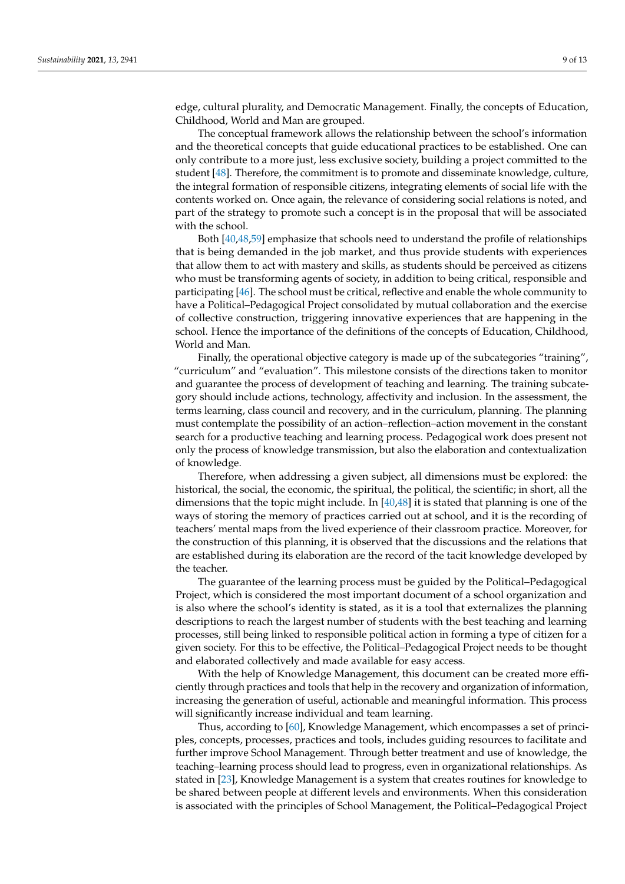edge, cultural plurality, and Democratic Management. Finally, the concepts of Education, Childhood, World and Man are grouped.

The conceptual framework allows the relationship between the school's information and the theoretical concepts that guide educational practices to be established. One can only contribute to a more just, less exclusive society, building a project committed to the student [48]. Therefore, the commitment is to promote and disseminate knowledge, culture, the integral formation of responsible citizens, integrating elements of social life with the contents worked on. Once again, the relevance of considering social relations is noted, and part of the strategy to promote such a concept is in the proposal that will be associated with the school.

Both [40,48,59] emphasize that schools need to understand the profile of relationships that is being demanded in the job market, and thus provide students with experiences that allow them to act with mastery and skills, as students should be perceived as citizens who must be transforming agents of society, in addition to being critical, responsible and participating [46]. The school must be critical, reflective and enable the whole community to have a Political–Pedagogical Project consolidated by mutual collaboration and the exercise of collective construction, triggering innovative experiences that are happening in the school. Hence the importance of the definitions of the concepts of Education, Childhood, World and Man.

Finally, the operational objective category is made up of the subcategories "training", "curriculum" and "evaluation". This milestone consists of the directions taken to monitor and guarantee the process of development of teaching and learning. The training subcategory should include actions, technology, affectivity and inclusion. In the assessment, the terms learning, class council and recovery, and in the curriculum, planning. The planning must contemplate the possibility of an action–reflection–action movement in the constant search for a productive teaching and learning process. Pedagogical work does present not only the process of knowledge transmission, but also the elaboration and contextualization of knowledge.

Therefore, when addressing a given subject, all dimensions must be explored: the historical, the social, the economic, the spiritual, the political, the scientific; in short, all the dimensions that the topic might include. In [40,48] it is stated that planning is one of the ways of storing the memory of practices carried out at school, and it is the recording of teachers' mental maps from the lived experience of their classroom practice. Moreover, for the construction of this planning, it is observed that the discussions and the relations that are established during its elaboration are the record of the tacit knowledge developed by the teacher.

The guarantee of the learning process must be guided by the Political–Pedagogical Project, which is considered the most important document of a school organization and is also where the school's identity is stated, as it is a tool that externalizes the planning descriptions to reach the largest number of students with the best teaching and learning processes, still being linked to responsible political action in forming a type of citizen for a given society. For this to be effective, the Political–Pedagogical Project needs to be thought and elaborated collectively and made available for easy access.

With the help of Knowledge Management, this document can be created more efficiently through practices and tools that help in the recovery and organization of information, increasing the generation of useful, actionable and meaningful information. This process will significantly increase individual and team learning.

Thus, according to [60], Knowledge Management, which encompasses a set of principles, concepts, processes, practices and tools, includes guiding resources to facilitate and further improve School Management. Through better treatment and use of knowledge, the teaching–learning process should lead to progress, even in organizational relationships. As stated in [23], Knowledge Management is a system that creates routines for knowledge to be shared between people at different levels and environments. When this consideration is associated with the principles of School Management, the Political–Pedagogical Project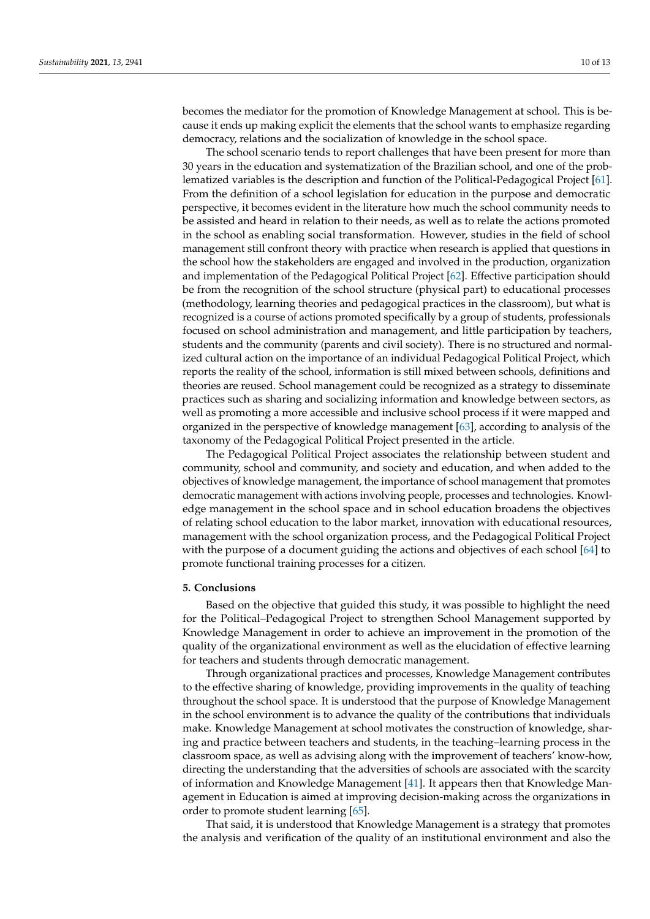becomes the mediator for the promotion of Knowledge Management at school. This is because it ends up making explicit the elements that the school wants to emphasize regarding democracy, relations and the socialization of knowledge in the school space.

The school scenario tends to report challenges that have been present for more than 30 years in the education and systematization of the Brazilian school, and one of the problematized variables is the description and function of the Political-Pedagogical Project [61]. From the definition of a school legislation for education in the purpose and democratic perspective, it becomes evident in the literature how much the school community needs to be assisted and heard in relation to their needs, as well as to relate the actions promoted in the school as enabling social transformation. However, studies in the field of school management still confront theory with practice when research is applied that questions in the school how the stakeholders are engaged and involved in the production, organization and implementation of the Pedagogical Political Project [62]. Effective participation should be from the recognition of the school structure (physical part) to educational processes (methodology, learning theories and pedagogical practices in the classroom), but what is recognized is a course of actions promoted specifically by a group of students, professionals focused on school administration and management, and little participation by teachers, students and the community (parents and civil society). There is no structured and normalized cultural action on the importance of an individual Pedagogical Political Project, which reports the reality of the school, information is still mixed between schools, definitions and theories are reused. School management could be recognized as a strategy to disseminate practices such as sharing and socializing information and knowledge between sectors, as well as promoting a more accessible and inclusive school process if it were mapped and organized in the perspective of knowledge management [63], according to analysis of the taxonomy of the Pedagogical Political Project presented in the article.

The Pedagogical Political Project associates the relationship between student and community, school and community, and society and education, and when added to the objectives of knowledge management, the importance of school management that promotes democratic management with actions involving people, processes and technologies. Knowledge management in the school space and in school education broadens the objectives of relating school education to the labor market, innovation with educational resources, management with the school organization process, and the Pedagogical Political Project with the purpose of a document guiding the actions and objectives of each school [64] to promote functional training processes for a citizen.

## 5. Conclusions

Based on the objective that guided this study, it was possible to highlight the need for the Political–Pedagogical Project to strengthen School Management supported by Knowledge Management in order to achieve an improvement in the promotion of the quality of the organizational environment as well as the elucidation of effective learning for teachers and students through democratic management.

Through organizational practices and processes, Knowledge Management contributes to the effective sharing of knowledge, providing improvements in the quality of teaching throughout the school space. It is understood that the purpose of Knowledge Management in the school environment is to advance the quality of the contributions that individuals make. Knowledge Management at school motivates the construction of knowledge, sharing and practice between teachers and students, in the teaching–learning process in the classroom space, as well as advising along with the improvement of teachers' know-how, directing the understanding that the adversities of schools are associated with the scarcity of information and Knowledge Management [41]. It appears then that Knowledge Management in Education is aimed at improving decision-making across the organizations in order to promote student learning [65].

That said, it is understood that Knowledge Management is a strategy that promotes the analysis and verification of the quality of an institutional environment and also the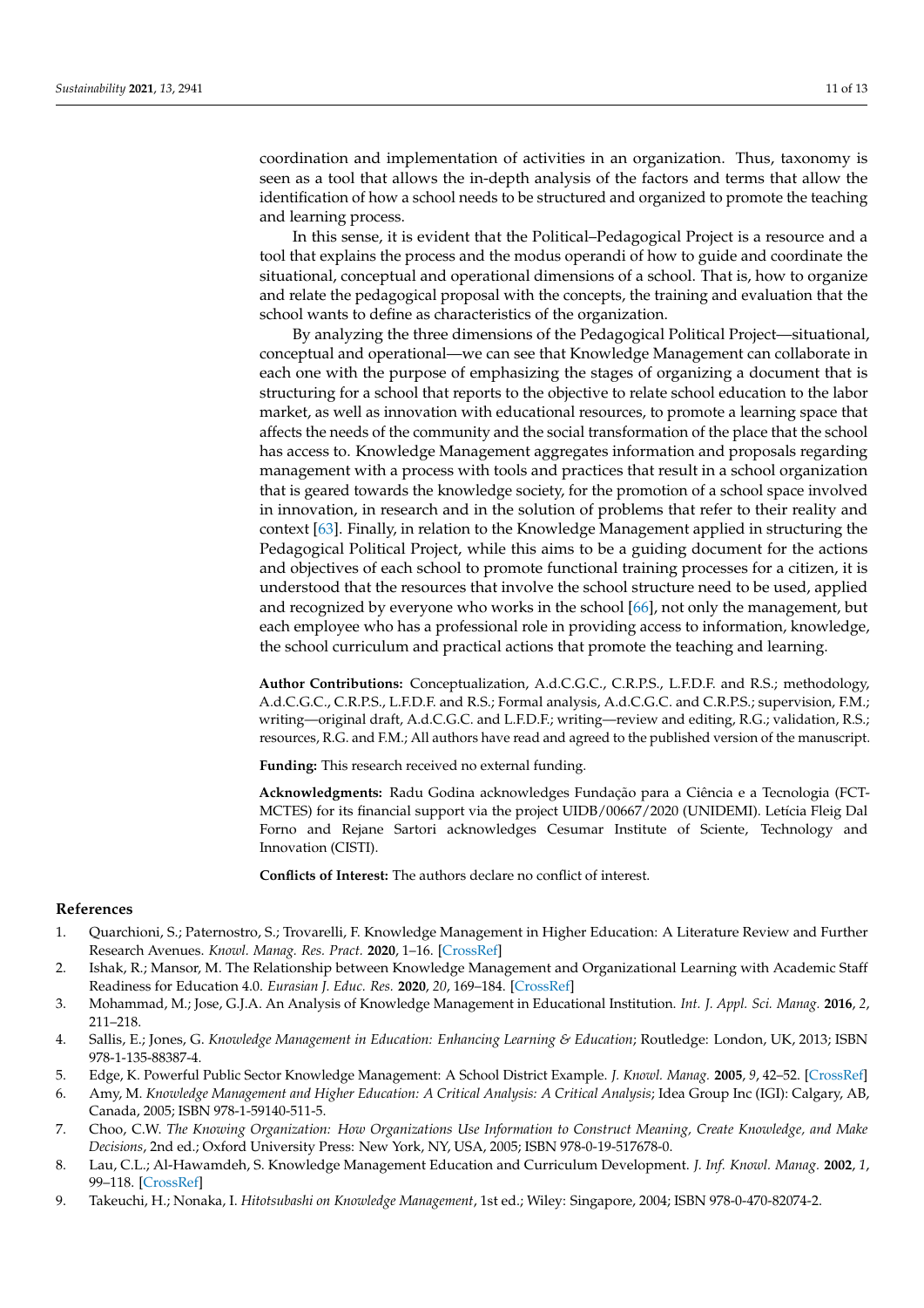coordination and implementation of activities in an organization. Thus, taxonomy is seen as a tool that allows the in-depth analysis of the factors and terms that allow the identification of how a school needs to be structured and organized to promote the teaching and learning process.

In this sense, it is evident that the Political–Pedagogical Project is a resource and a tool that explains the process and the modus operandi of how to guide and coordinate the situational, conceptual and operational dimensions of a school. That is, how to organize and relate the pedagogical proposal with the concepts, the training and evaluation that the school wants to define as characteristics of the organization.

By analyzing the three dimensions of the Pedagogical Political Project—situational, conceptual and operational—we can see that Knowledge Management can collaborate in each one with the purpose of emphasizing the stages of organizing a document that is structuring for a school that reports to the objective to relate school education to the labor market, as well as innovation with educational resources, to promote a learning space that affects the needs of the community and the social transformation of the place that the school has access to. Knowledge Management aggregates information and proposals regarding management with a process with tools and practices that result in a school organization that is geared towards the knowledge society, for the promotion of a school space involved in innovation, in research and in the solution of problems that refer to their reality and context [63]. Finally, in relation to the Knowledge Management applied in structuring the Pedagogical Political Project, while this aims to be a guiding document for the actions and objectives of each school to promote functional training processes for a citizen, it is understood that the resources that involve the school structure need to be used, applied and recognized by everyone who works in the school [66], not only the management, but each employee who has a professional role in providing access to information, knowledge, the school curriculum and practical actions that promote the teaching and learning.

**Author Contributions:** Conceptualization, A.d.C.G.C., C.R.P.S., L.F.D.F. and R.S.; methodology, A.d.C.G.C., C.R.P.S., L.F.D.F. and R.S.; Formal analysis, A.d.C.G.C. and C.R.P.S.; supervision, F.M.; writing—original draft, A.d.C.G.C. and L.F.D.F.; writing—review and editing, R.G.; validation, R.S.; resources, R.G. and F.M.; All authors have read and agreed to the published version of the manuscript.

**Funding:** This research received no external funding.

**Acknowledgments:** Radu Godina acknowledges Fundação para a Ciência e a Tecnologia (FCT-MCTES) for its financial support via the project UIDB/00667/2020 (UNIDEMI). Letícia Fleig Dal Forno and Rejane Sartori acknowledges Cesumar Institute of Sciente, Technology and Innovation (CISTI).

**Conflicts of Interest:** The authors declare no conflict of interest.

## References

1. Quarchioni, S.; Paternostro, S.; Trovarelli, F. Knowledge Management in Higher Education: A Literature Review and Further Research Avenues. *Knowl. Manag. Res. Pract.* **2020**, 1–16. [CrossRef]
2. Ishak, R.; Mansor, M. The Relationship between Knowledge Management and Organizational Learning with Academic Staff Readiness for Education 4.0. *Eurasian J. Educ. Res.* **2020**, *20*, 169–184. [CrossRef]
3. Mohammad, M.; Jose, G.J.A. An Analysis of Knowledge Management in Educational Institution. *Int. J. Appl. Sci. Manag.* **2016**, *2*, 211–218.
4. Sallis, E.; Jones, G. *Knowledge Management in Education: Enhancing Learning & Education*; Routledge: London, UK, 2013; ISBN 978-1-135-88387-4.
5. Edge, K. Powerful Public Sector Knowledge Management: A School District Example. *J. Knowl. Manag.* **2005**, *9*, 42–52. [CrossRef]
6. Amy, M. *Knowledge Management and Higher Education: A Critical Analysis: A Critical Analysis*; Idea Group Inc (IGI): Calgary, AB, Canada, 2005; ISBN 978-1-59140-511-5.
7. Choo, C.W. *The Knowing Organization: How Organizations Use Information to Construct Meaning, Create Knowledge, and Make Decisions*, 2nd ed.; Oxford University Press: New York, NY, USA, 2005; ISBN 978-0-19-517678-0.
8. Lau, C.L.; Al-Hawamdeh, S. Knowledge Management Education and Curriculum Development. *J. Inf. Knowl. Manag.* **2002**, *1*, 99–118. [CrossRef]
9. Takeuchi, H.; Nonaka, I. *Hitotsubashi on Knowledge Management*, 1st ed.; Wiley: Singapore, 2004; ISBN 978-0-470-82074-2.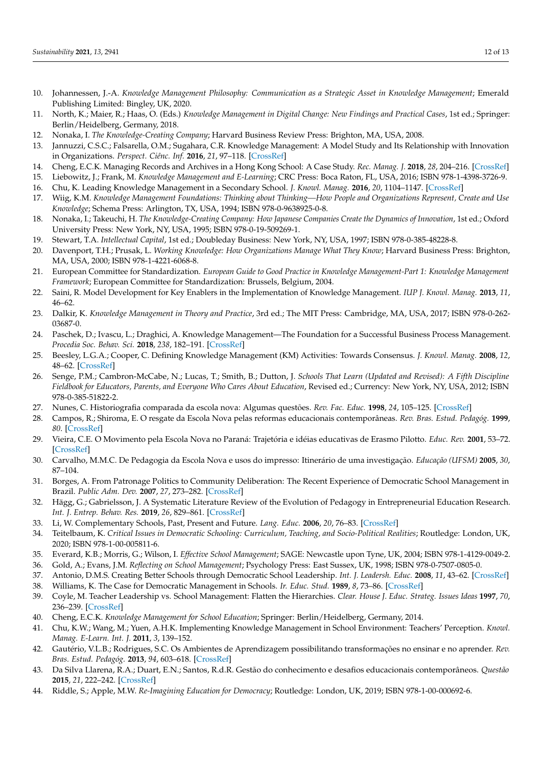10. Johannessen, J.-A. *Knowledge Management Philosophy: Communication as a Strategic Asset in Knowledge Management*; Emerald Publishing Limited: Bingley, UK, 2020.
11. North, K.; Maier, R.; Haas, O. (Eds.) *Knowledge Management in Digital Change: New Findings and Practical Cases*, 1st ed.; Springer: Berlin/Heidelberg, Germany, 2018.
12. Nonaka, I. *The Knowledge-Creating Company*; Harvard Business Review Press: Brighton, MA, USA, 2008.
13. Jannuzzi, C.S.C.; Falsarella, O.M.; Sugahara, C.R. Knowledge Management: A Model Study and Its Relationship with Innovation in Organizations. *Perspect. Ciênc. Inf.* **2016**, *21*, 97–118. [CrossRef]
14. Cheng, E.C.K. Managing Records and Archives in a Hong Kong School: A Case Study. *Rec. Manag. J.* **2018**, *28*, 204–216. [CrossRef]
15. Liebowitz, J.; Frank, M. *Knowledge Management and E-Learning*; CRC Press: Boca Raton, FL, USA, 2016; ISBN 978-1-4398-3726-9.
16. Chu, K. Leading Knowledge Management in a Secondary School. *J. Knowl. Manag.* **2016**, *20*, 1104–1147. [CrossRef]
17. Wiig, K.M. *Knowledge Management Foundations: Thinking about Thinking—How People and Organizations Represent, Create and Use Knowledge*; Schema Press: Arlington, TX, USA, 1994; ISBN 978-0-9638925-0-8.
18. Nonaka, I.; Takeuchi, H. *The Knowledge-Creating Company: How Japanese Companies Create the Dynamics of Innovation*, 1st ed.; Oxford University Press: New York, NY, USA, 1995; ISBN 978-0-19-509269-1.
19. Stewart, T.A. *Intellectual Capital*, 1st ed.; Doubleday Business: New York, NY, USA, 1997; ISBN 978-0-385-48228-8.
20. Davenport, T.H.; Prusak, L. *Working Knowledge: How Organizations Manage What They Know*; Harvard Business Press: Brighton, MA, USA, 2000; ISBN 978-1-4221-6068-8.
21. European Committee for Standardization. *European Guide to Good Practice in Knowledge Management-Part 1: Knowledge Management Framework*; European Committee for Standardization: Brussels, Belgium, 2004.
22. Saini, R. Model Development for Key Enablers in the Implementation of Knowledge Management. *IUP J. Knowl. Manag.* **2013**, *11*, 46–62.
23. Dalkir, K. *Knowledge Management in Theory and Practice*, 3rd ed.; The MIT Press: Cambridge, MA, USA, 2017; ISBN 978-0-262-03687-0.
24. Paschek, D.; Ivascu, L.; Draghici, A. Knowledge Management—The Foundation for a Successful Business Process Management. *Procedia Soc. Behav. Sci.* **2018**, *238*, 182–191. [CrossRef]
25. Beesley, L.G.A.; Cooper, C. Defining Knowledge Management (KM) Activities: Towards Consensus. *J. Knowl. Manag.* **2008**, *12*, 48–62. [CrossRef]
26. Senge, P.M.; Cambron-McCabe, N.; Lucas, T.; Smith, B.; Dutton, J. *Schools That Learn (Updated and Revised): A Fifth Discipline Fieldbook for Educators, Parents, and Everyone Who Cares About Education*, Revised ed.; Currency: New York, NY, USA, 2012; ISBN 978-0-385-51822-2.
27. Nunes, C. Historiografia comparada da escola nova: Algumas questões. *Rev. Fac. Educ.* **1998**, *24*, 105–125. [CrossRef]
28. Campos, R.; Shiroma, E. O resgate da Escola Nova pelas reformas educacionais contemporâneas. *Rev. Bras. Estud. Pedagóg.* **1999**, *80*. [CrossRef]
29. Vieira, C.E. O Movimento pela Escola Nova no Paraná: Trajetória e idéias educativas de Erasmo Pilotto. *Educ. Rev.* **2001**, 53–72. [CrossRef]
30. Carvalho, M.M.C. De Pedagogia da Escola Nova e usos do impresso: Itinerário de uma investigação. *Educação (UFSM)* **2005**, *30*, 87–104.
31. Borges, A. From Patronage Politics to Community Deliberation: The Recent Experience of Democratic School Management in Brazil. *Public Adm. Dev.* **2007**, *27*, 273–282. [CrossRef]
32. Hägg, G.; Gabrielsson, J. A Systematic Literature Review of the Evolution of Pedagogy in Entrepreneurial Education Research. *Int. J. Entrep. Behav. Res.* **2019**, *26*, 829–861. [CrossRef]
33. Li, W. Complementary Schools, Past, Present and Future. *Lang. Educ.* **2006**, *20*, 76–83. [CrossRef]
34. Teitelbaum, K. *Critical Issues in Democratic Schooling: Curriculum, Teaching, and Socio-Political Realities*; Routledge: London, UK, 2020; ISBN 978-1-00-005811-6.
35. Everard, K.B.; Morris, G.; Wilson, I. *Effective School Management*; SAGE: Newcastle upon Tyne, UK, 2004; ISBN 978-1-4129-0049-2.
36. Gold, A.; Evans, J.M. *Reflecting on School Management*; Psychology Press: East Sussex, UK, 1998; ISBN 978-0-7507-0805-0.
37. Antonio, D.M.S. Creating Better Schools through Democratic School Leadership. *Int. J. Leadersh. Educ.* **2008**, *11*, 43–62. [CrossRef]
38. Williams, K. The Case for Democratic Management in Schools. *Ir. Educ. Stud.* **1989**, *8*, 73–86. [CrossRef]
39. Coyle, M. Teacher Leadership vs. School Management: Flatten the Hierarchies. *Clear. House J. Educ. Strateg. Issues Ideas* **1997**, *70*, 236–239. [CrossRef]
40. Cheng, E.C.K. *Knowledge Management for School Education*; Springer: Berlin/Heidelberg, Germany, 2014.
41. Chu, K.W.; Wang, M.; Yuen, A.H.K. Implementing Knowledge Management in School Environment: Teachers' Perception. *Knowl. Manag. E-Learn. Int. J.* **2011**, *3*, 139–152.
42. Gautério, V.L.B.; Rodrigues, S.C. Os Ambientes de Aprendizagem possibilitando transformações no ensinar e no aprender. *Rev. Bras. Estud. Pedagóg.* **2013**, *94*, 603–618. [CrossRef]
43. Da Silva Llarena, R.A.; Duart, E.N.; Santos, R.d.R. Gestão do conhecimento e desafios educacionais contemporâneos. *Questão* **2015**, *21*, 222–242. [CrossRef]
44. Riddle, S.; Apple, M.W. *Re-Imagining Education for Democracy*; Routledge: London, UK, 2019; ISBN 978-1-00-000692-6.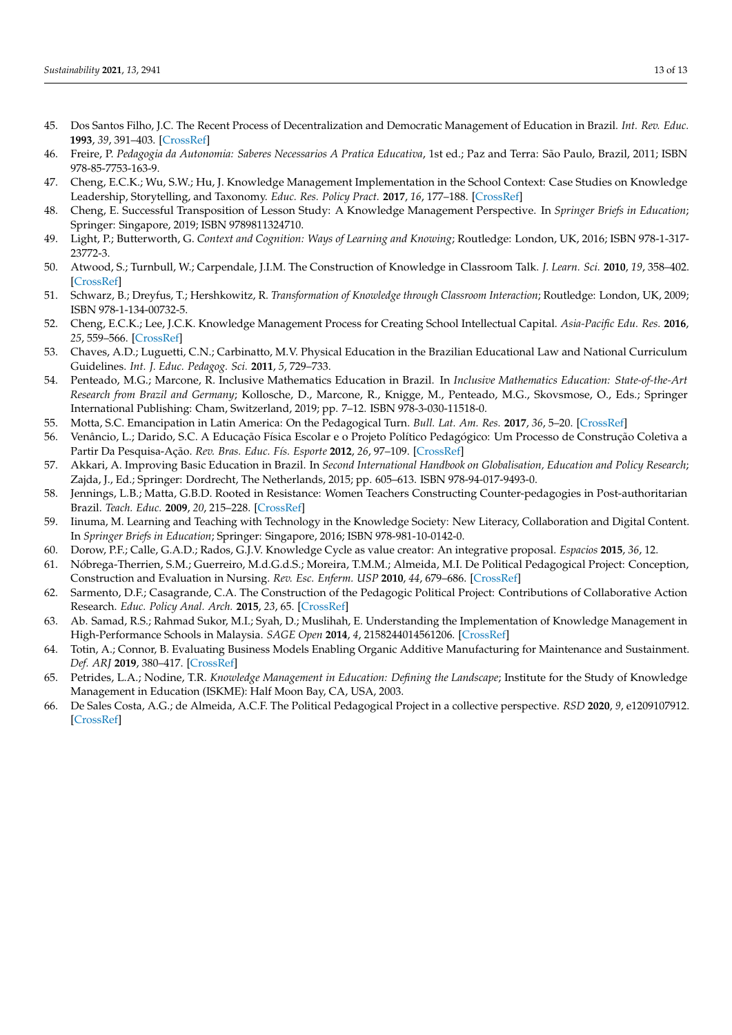45. Dos Santos Filho, J.C. The Recent Process of Decentralization and Democratic Management of Education in Brazil. *Int. Rev. Educ.* **1993**, *39*, 391–403. [CrossRef]
46. Freire, P. *Pedagogia da Autonomia: Saberes Necessarios A Pratica Educativa*, 1st ed.; Paz and Terra: São Paulo, Brazil, 2011; ISBN 978-85-7753-163-9.
47. Cheng, E.C.K.; Wu, S.W.; Hu, J. Knowledge Management Implementation in the School Context: Case Studies on Knowledge Leadership, Storytelling, and Taxonomy. *Educ. Res. Policy Pract.* **2017**, *16*, 177–188. [CrossRef]
48. Cheng, E. Successful Transposition of Lesson Study: A Knowledge Management Perspective. In *Springer Briefs in Education*; Springer: Singapore, 2019; ISBN 9789811324710.
49. Light, P.; Butterworth, G. *Context and Cognition: Ways of Learning and Knowing*; Routledge: London, UK, 2016; ISBN 978-1-317-23772-3.
50. Atwood, S.; Turnbull, W.; Carpendale, J.I.M. The Construction of Knowledge in Classroom Talk. *J. Learn. Sci.* **2010**, *19*, 358–402. [CrossRef]
51. Schwarz, B.; Dreyfus, T.; Hershkowitz, R. *Transformation of Knowledge through Classroom Interaction*; Routledge: London, UK, 2009; ISBN 978-1-134-00732-5.
52. Cheng, E.C.K.; Lee, J.C.K. Knowledge Management Process for Creating School Intellectual Capital. *Asia-Pacific Edu. Res.* **2016**, *25*, 559–566. [CrossRef]
53. Chaves, A.D.; Luguetti, C.N.; Carbinatto, M.V. Physical Education in the Brazilian Educational Law and National Curriculum Guidelines. *Int. J. Educ. Pedagog. Sci.* **2011**, *5*, 729–733.
54. Penteado, M.G.; Marcone, R. Inclusive Mathematics Education in Brazil. In *Inclusive Mathematics Education: State-of-the-Art Research from Brazil and Germany*; Kollosche, D., Marcone, R., Knigge, M., Penteado, M.G., Skovsmose, O., Eds.; Springer International Publishing: Cham, Switzerland, 2019; pp. 7–12. ISBN 978-3-030-11518-0.
55. Motta, S.C. Emancipation in Latin America: On the Pedagogical Turn. *Bull. Lat. Am. Res.* **2017**, *36*, 5–20. [CrossRef]
56. Venâncio, L.; Darido, S.C. A Educação Física Escolar e o Projeto Político Pedagógico: Um Processo de Construção Coletiva a Partir Da Pesquisa-Ação. *Rev. Bras. Educ. Fís. Esporte* **2012**, *26*, 97–109. [CrossRef]
57. Akkari, A. Improving Basic Education in Brazil. In *Second International Handbook on Globalisation, Education and Policy Research*; Zajda, J., Ed.; Springer: Dordrecht, The Netherlands, 2015; pp. 605–613. ISBN 978-94-017-9493-0.
58. Jennings, L.B.; Matta, G.B.D. Rooted in Resistance: Women Teachers Constructing Counter-pedagogies in Post-authoritarian Brazil. *Teach. Educ.* **2009**, *20*, 215–228. [CrossRef]
59. Iinuma, M. Learning and Teaching with Technology in the Knowledge Society: New Literacy, Collaboration and Digital Content. In *Springer Briefs in Education*; Springer: Singapore, 2016; ISBN 978-981-10-0142-0.
60. Dorow, P.F.; Calle, G.A.D.; Rados, G.J.V. Knowledge Cycle as value creator: An integrative proposal. *Espacios* **2015**, *36*, 12.
61. Nóbrega-Therrien, S.M.; Guerreiro, M.d.G.d.S.; Moreira, T.M.M.; Almeida, M.I. De Political Pedagogical Project: Conception, Construction and Evaluation in Nursing. *Rev. Esc. Enferm. USP* **2010**, *44*, 679–686. [CrossRef]
62. Sarmento, D.F.; Casagrande, C.A. The Construction of the Pedagogic Political Project: Contributions of Collaborative Action Research. *Educ. Policy Anal. Arch.* **2015**, *23*, 65. [CrossRef]
63. Ab. Samad, R.S.; Rahmad Sukor, M.I.; Syah, D.; Muslihah, E. Understanding the Implementation of Knowledge Management in High-Performance Schools in Malaysia. *SAGE Open* **2014**, *4*, 2158244014561206. [CrossRef]
64. Totin, A.; Connor, B. Evaluating Business Models Enabling Organic Additive Manufacturing for Maintenance and Sustainment. *Def. ARJ* **2019**, 380–417. [CrossRef]
65. Petrides, L.A.; Nodine, T.R. *Knowledge Management in Education: Defining the Landscape*; Institute for the Study of Knowledge Management in Education (ISKME): Half Moon Bay, CA, USA, 2003.
66. De Sales Costa, A.G.; de Almeida, A.C.F. The Political Pedagogical Project in a collective perspective. *RSD* **2020**, *9*, e1209107912. [CrossRef]